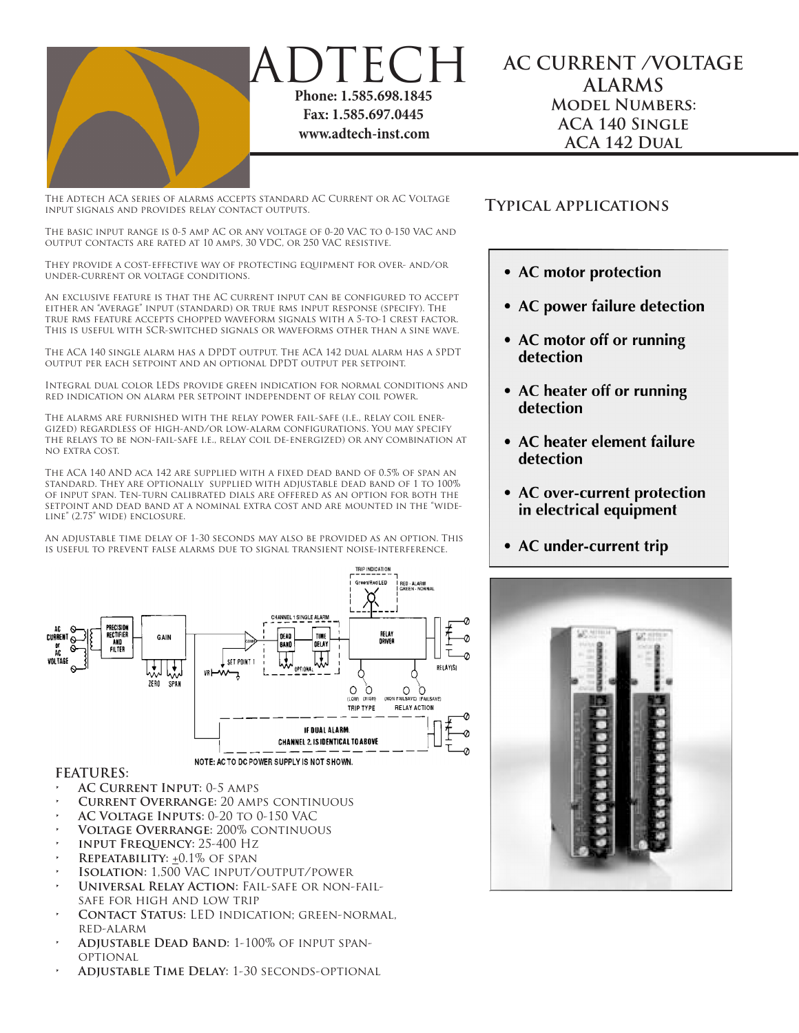# ADTECH

Phone: 1.585.698.1845
Fax: 1.585.697.0445
www.adtech-inst.com

# AC CURRENT /VOLTAGE ALARMS

## Model Numbers:
## ACA 140 Single
## ACA 142 Dual

The Adtech ACA series of alarms accepts standard AC Current or AC Voltage input signals and provides relay contact outputs.

The basic input range is 0-5 amp AC or any voltage of 0-20 VAC to 0-150 VAC and output contacts are rated at 10 amps, 30 VDC, or 250 VAC resistive.

They provide a cost-effective way of protecting equipment for over- and/or under-current or voltage conditions.

An exclusive feature is that the AC current input can be configured to accept either an "average" input (standard) or true RMS input response (specify). The true RMS feature accepts chopped waveform signals with a 5-to-1 crest factor. This is useful with SCR-switched signals or waveforms other than a sine wave.

The ACA 140 single alarm has a DPDT output. The ACA 142 dual alarm has a SPDT output per each setpoint and an optional DPDT output per setpoint.

Integral dual color LEDs provide green indication for normal conditions and red indication on alarm per setpoint independent of relay coil power.

The alarms are furnished with the relay power fail-safe (i.e., relay coil energized) regardless of high-and/or low-alarm configurations. You may specify the relays to be non-fail-safe i.e., relay coil de-energized) or any combination at no extra cost.

The ACA 140 and ACA 142 are supplied with a fixed dead band of 0.5% of span an standard. They are optionally supplied with adjustable dead band of 1 to 100% of input span. Ten-turn calibrated dials are offered as an option for both the setpoint and dead band at a nominal extra cost and are mounted in the "wide-line" (2.75" wide) enclosure.

An adjustable time delay of 1-30 seconds may also be provided as an option. This is useful to prevent false alarms due to signal transient noise-interference.

NOTE: AC TO DC POWER SUPPLY IS NOT SHOWN.

## TYPICAL APPLICATIONS

- **AC motor protection**
- **AC power failure detection**
- **AC motor off or running detection**
- **AC heater off or running detection**
- **AC heater element failure detection**
- **AC over-current protection in electrical equipment**
- **AC under-current trip**

## FEATURES:

- **AC Current Input:** 0-5 amps
- **Current Overrange:** 20 amps continuous
- **AC Voltage Inputs:** 0-20 to 0-150 VAC
- **Voltage Overrange:** 200% continuous
- **Input Frequency:** 25-400 Hz
- **Repeatability:** ±0.1% of span
- **Isolation:** 1,500 VAC input/output/power
- **Universal Relay Action:** Fail-safe or non-fail-safe for high and low trip
- **Contact Status:** LED indication; green-normal, red-alarm
- **Adjustable Dead Band:** 1-100% of input span-optional
- **Adjustable Time Delay:** 1-30 seconds-optional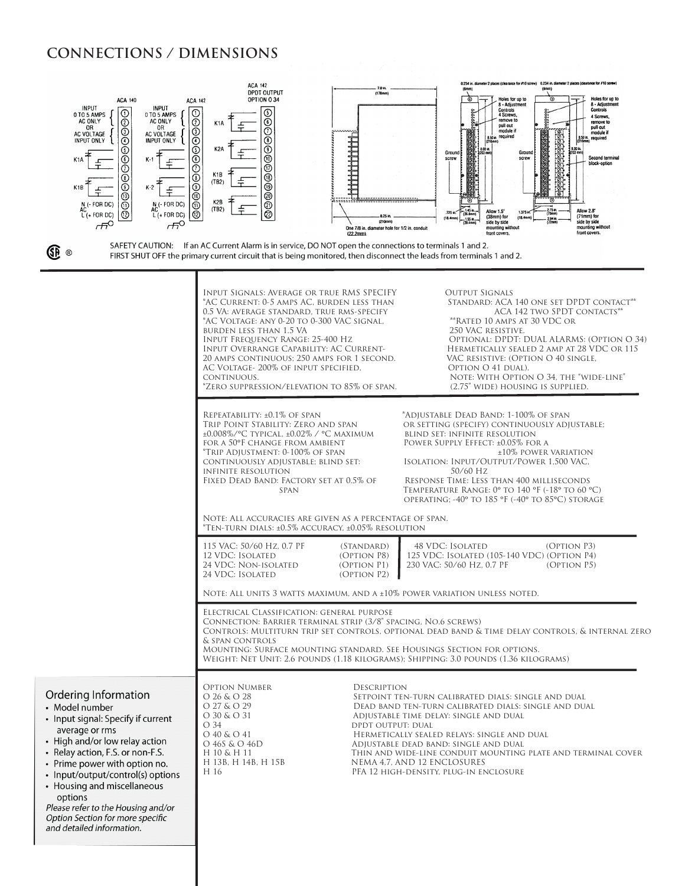# CONNECTIONS / DIMENSIONS

ACA 140

INPUT 0 TO 5 AMPS AC ONLY OR AC VOLTAGE INPUT ONLY

K1A

K1B

N (- FOR DC) AC L (+ FOR DC)

ACA 142

INPUT 0 TO 5 AMPS AC ONLY OR AC VOLTAGE INPUT ONLY

K-1

K-2

N (- FOR DC) AC L (+ FOR DC)

ACA 142 DPDT OUTPUT OPTION O 34

K1A

K2A

K1B (TB2)

K2B (TB2)

7.0 in. (178mm)

8.25 in. (210mm)

One 7/8 in. diameter hole for 1/2 in. conduit (22.2mm)

0.234 in. diameter 2 places (clearance for #10 screw) (6mm)

Holes for up to 8 - Adjustment Controls

4 Screws, remove to pull out module if required

8.50 in. (216mm)

8.00 in. (203 mm)

Ground screw

Second terminal block-option

.725 in. (18.4mm)

1.45 in. (36.8mm)

1.55 in. (39.4mm)

Allow 1.5" (38mm) for side by side mounting without front covers.

1.375 in. (18.4mm)

2.75 in. (70mm)

2.84 in. (72mm)

Allow 2.8" (71mm) for side by side mounting without front covers.

®

SAFETY CAUTION: If an AC Current Alarm is in service, DO NOT open the connections to terminals 1 and 2.
FIRST SHUT OFF the primary current circuit that is being monitored, then disconnect the leads from terminals 1 and 2.

Input Signals: Average or true RMS SPECIFY
*AC Current: 0-5 amps AC, burden less than 0.5 VA: average standard, true rms-specify
*AC Voltage: any 0-20 to 0-300 VAC signal, burden less than 1.5 VA
Input Frequency Range: 25-400 Hz
Input Overrange Capability: AC Current- 20 amps continuous; 250 amps for 1 second. AC Voltage- 200% of input specified, continuous.
*Zero suppression/elevation to 85% of span.

Output Signals
Standard: ACA 140 one set DPDT contact**
ACA 142 two SPDT contacts**
**Rated 10 amps at 30 VDC or 250 VAC resistive.
Optional: DPDT: Dual alarms: (Option O 34) Hermetically sealed 2 amp at 28 VDC or 115 VAC resistive: (Option O 40 single, Option O 41 dual).
Note: With Option O 34, the "wide-line" (2.75" wide) housing is supplied.

Repeatability: ±0.1% of span
Trip Point Stability: Zero and span ±0.008%/°C typical, ±0.02% / °C maximum for a 50°F change from ambient
*Trip Adjustment: 0-100% of span continuously adjustable; blind set: infinite resolution
Fixed Dead Band: Factory set at 0.5% of span

*Adjustable Dead Band: 1-100% of span or setting (specify) continuously adjustable; blind set: infinite resolution
Power Supply Effect: ±0.05% for a ±10% power variation
Isolation: Input/Output/Power 1,500 VAC, 50/60 Hz
Response Time: Less than 400 milliseconds
Temperature Range: 0° to 140 °F (-18° to 60 °C) operating; -40° to 185 °F (-40° to 85°C) storage

Note: All accuracies are given as a percentage of span.
*Ten-turn dials: ±0.5% accuracy, ±0.05% resolution

| | | | |
|---|---|---|---|
| 115 VAC: 50/60 Hz, 0.7 PF | (Standard) | 48 VDC: Isolated | (Option P3) |
| 12 VDC: Isolated | (Option P8) | 125 VDC: Isolated (105-140 VDC) | (Option P4) |
| 24 VDC: Non-isolated | (Option P1) | 230 VAC: 50/60 Hz, 0.7 PF | (Option P5) |
| 24 VDC: Isolated | (Option P2) | | |

Note: All units 3 watts maximum, and a ±10% power variation unless noted.

Electrical Classification: general purpose
Connection: Barrier terminal strip (3/8" spacing, No.6 screws)
Controls: Multiturn trip set controls, optional dead band & time delay controls, & internal zero & span controls
Mounting: Surface mounting standard. See Housings Section for options.
Weight: Net Unit: 2.6 pounds (1.18 kilograms); Shipping: 3.0 pounds (1.36 kilograms)

## Ordering Information

- Model number
- Input signal: Specify if current average or rms
- High and/or low relay action
- Relay action, F.S. or non-F.S.
- Prime power with option no.
- Input/output/control(s) options
- Housing and miscellaneous options

*Please refer to the Housing and/or Option Section for more specific and detailed information.*

| Option Number | Description |
|---|---|
| O 26 & O 28 | Setpoint ten-turn calibrated dials: single and dual |
| O 27 & O 29 | Dead band ten-turn calibrated dials: single and dual |
| O 30 & O 31 | Adjustable time delay: single and dual |
| O 34 | DPDT output: dual |
| O 40 & O 41 | Hermetically sealed relays: single and dual |
| O 46S & O 46D | Adjustable dead band: single and dual |
| H 10 & H 11 | Thin and wide-line conduit mounting plate and terminal cover |
| H 13B, H 14B, H 15B | NEMA 4,7, and 12 enclosures |
| H 16 | PFA 12 high-density, plug-in enclosure |